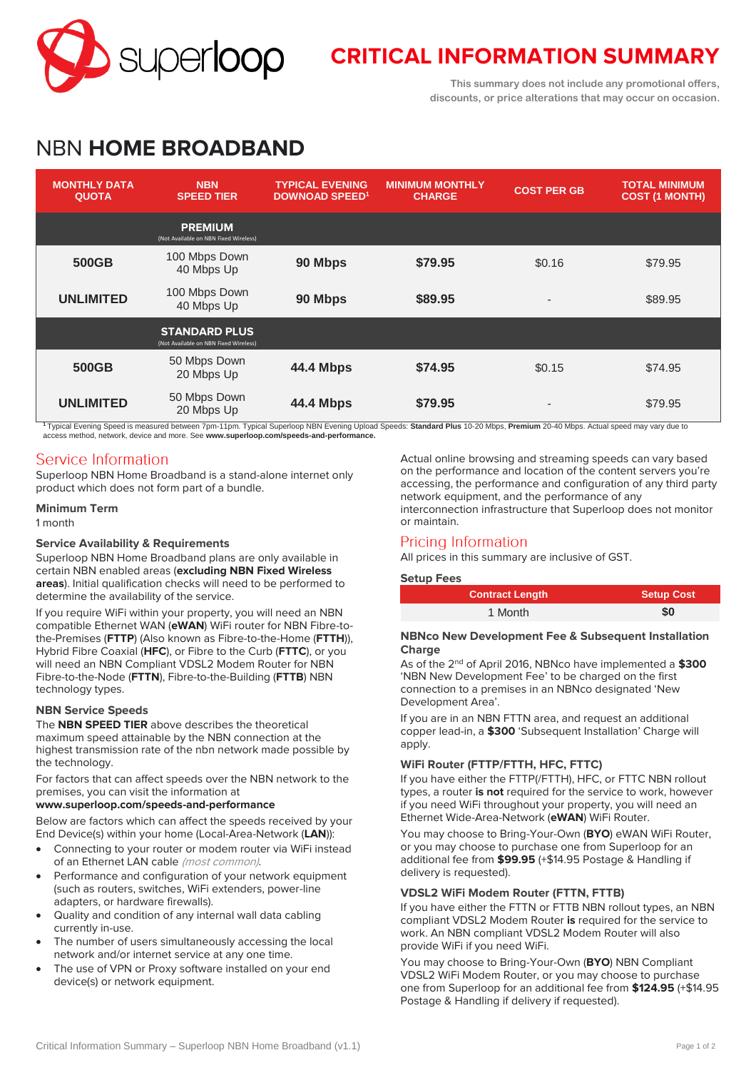# CRITICAL INFORMATION SUMMARY

This summary does not include any promotional offers, discounts, or price alterations that may occur on occasion.

# NBN **HOME BROADBAND**

| MONTHLY DATA QUOTA | NBN SPEED TIER | TYPICAL EVENING DOWNOAD SPEED[1] | MINIMUM MONTHLY CHARGE | COST PER GB | TOTAL MINIMUM COST (1 MONTH) |
|---|---|---|---|---|---|
| | **PREMIUM** (Not Available on NBN Fixed Wireless) | | | | |
| **500GB** | 100 Mbps Down 40 Mbps Up | **90 Mbps** | **$79.95** | $0.16 | $79.95 |
| **UNLIMITED** | 100 Mbps Down 40 Mbps Up | **90 Mbps** | **$89.95** | - | $89.95 |
| | **STANDARD PLUS** (Not Available on NBN Fixed Wireless) | | | | |
| **500GB** | 50 Mbps Down 20 Mbps Up | **44.4 Mbps** | **$74.95** | $0.15 | $74.95 |
| **UNLIMITED** | 50 Mbps Down 20 Mbps Up | **44.4 Mbps** | **$79.95** | - | $79.95 |

[1] Typical Evening Speed is measured between 7pm-11pm. Typical Superloop NBN Evening Upload Speeds: **Standard Plus** 10-20 Mbps, **Premium** 20-40 Mbps. Actual speed may vary due to access method, network, device and more. See **www.superloop.com/speeds-and-performance.**

## Service Information

Superloop NBN Home Broadband is a stand-alone internet only product which does not form part of a bundle.

### Minimum Term

1 month

### Service Availability & Requirements

Superloop NBN Home Broadband plans are only available in certain NBN enabled areas (**excluding NBN Fixed Wireless areas**). Initial qualification checks will need to be performed to determine the availability of the service.

If you require WiFi within your property, you will need an NBN compatible Ethernet WAN (**eWAN**) WiFi router for NBN Fibre-to-the-Premises (**FTTP**) (Also known as Fibre-to-the-Home (**FTTH**)), Hybrid Fibre Coaxial (**HFC**), or Fibre to the Curb (**FTTC**), or you will need an NBN Compliant VDSL2 Modem Router for NBN Fibre-to-the-Node (**FTTN**), Fibre-to-the-Building (**FTTB**) NBN technology types.

### NBN Service Speeds

The **NBN SPEED TIER** above describes the theoretical maximum speed attainable by the NBN connection at the highest transmission rate of the nbn network made possible by the technology.

For factors that can affect speeds over the NBN network to the premises, you can visit the information at **www.superloop.com/speeds-and-performance**

Below are factors which can affect the speeds received by your End Device(s) within your home (Local-Area-Network (**LAN**)):

- Connecting to your router or modem router via WiFi instead of an Ethernet LAN cable *(most common)*.
- Performance and configuration of your network equipment (such as routers, switches, WiFi extenders, power-line adapters, or hardware firewalls).
- Quality and condition of any internal wall data cabling currently in-use.
- The number of users simultaneously accessing the local network and/or internet service at any one time.
- The use of VPN or Proxy software installed on your end device(s) or network equipment.

Actual online browsing and streaming speeds can vary based on the performance and location of the content servers you're accessing, the performance and configuration of any third party network equipment, and the performance of any interconnection infrastructure that Superloop does not monitor or maintain.

## Pricing Information

All prices in this summary are inclusive of GST.

### Setup Fees

| Contract Length | Setup Cost |
|---|---|
| 1 Month | **$0** |

### NBNco New Development Fee & Subsequent Installation Charge

As of the 2nd of April 2016, NBNco have implemented a **$300** 'NBN New Development Fee' to be charged on the first connection to a premises in an NBNco designated 'New Development Area'.

If you are in an NBN FTTN area, and request an additional copper lead-in, a **$300** 'Subsequent Installation' Charge will apply.

### WiFi Router (FTTP/FTTH, HFC, FTTC)

If you have either the FTTP(/FTTH), HFC, or FTTC NBN rollout types, a router **is not** required for the service to work, however if you need WiFi throughout your property, you will need an Ethernet Wide-Area-Network (**eWAN**) WiFi Router.

You may choose to Bring-Your-Own (**BYO**) eWAN WiFi Router, or you may choose to purchase one from Superloop for an additional fee from **$99.95** (+$14.95 Postage & Handling if delivery is requested).

### VDSL2 WiFi Modem Router (FTTN, FTTB)

If you have either the FTTN or FTTB NBN rollout types, an NBN compliant VDSL2 Modem Router **is** required for the service to work. An NBN compliant VDSL2 Modem Router will also provide WiFi if you need WiFi.

You may choose to Bring-Your-Own (**BYO**) NBN Compliant VDSL2 WiFi Modem Router, or you may choose to purchase one from Superloop for an additional fee from **$124.95** (+$14.95 Postage & Handling if delivery if requested).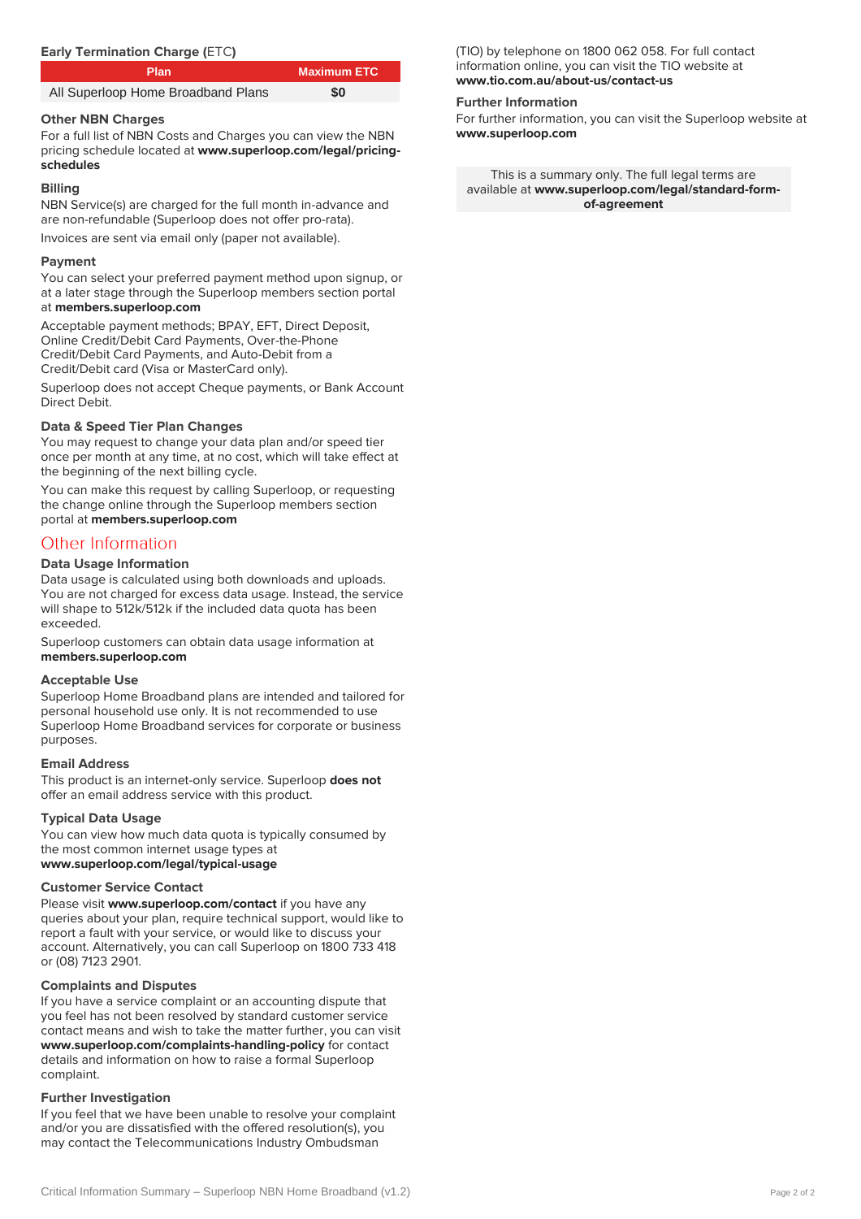### Early Termination Charge (ETC)

| Plan | Maximum ETC |
| --- | --- |
| All Superloop Home Broadband Plans | $0 |

### Other NBN Charges

For a full list of NBN Costs and Charges you can view the NBN pricing schedule located at **www.superloop.com/legal/pricing-schedules**

### Billing

NBN Service(s) are charged for the full month in-advance and are non-refundable (Superloop does not offer pro-rata).

Invoices are sent via email only (paper not available).

### Payment

You can select your preferred payment method upon signup, or at a later stage through the Superloop members section portal at **members.superloop.com**

Acceptable payment methods; BPAY, EFT, Direct Deposit, Online Credit/Debit Card Payments, Over-the-Phone Credit/Debit Card Payments, and Auto-Debit from a Credit/Debit card (Visa or MasterCard only).

Superloop does not accept Cheque payments, or Bank Account Direct Debit.

### Data & Speed Tier Plan Changes

You may request to change your data plan and/or speed tier once per month at any time, at no cost, which will take effect at the beginning of the next billing cycle.

You can make this request by calling Superloop, or requesting the change online through the Superloop members section portal at **members.superloop.com**

## Other Information

### Data Usage Information

Data usage is calculated using both downloads and uploads. You are not charged for excess data usage. Instead, the service will shape to 512k/512k if the included data quota has been exceeded.

Superloop customers can obtain data usage information at **members.superloop.com**

### Acceptable Use

Superloop Home Broadband plans are intended and tailored for personal household use only. It is not recommended to use Superloop Home Broadband services for corporate or business purposes.

### Email Address

This product is an internet-only service. Superloop **does not** offer an email address service with this product.

### Typical Data Usage

You can view how much data quota is typically consumed by the most common internet usage types at **www.superloop.com/legal/typical-usage**

### Customer Service Contact

Please visit **www.superloop.com/contact** if you have any queries about your plan, require technical support, would like to report a fault with your service, or would like to discuss your account. Alternatively, you can call Superloop on 1800 733 418 or (08) 7123 2901.

### Complaints and Disputes

If you have a service complaint or an accounting dispute that you feel has not been resolved by standard customer service contact means and wish to take the matter further, you can visit **www.superloop.com/complaints-handling-policy** for contact details and information on how to raise a formal Superloop complaint.

### Further Investigation

If you feel that we have been unable to resolve your complaint and/or you are dissatisfied with the offered resolution(s), you may contact the Telecommunications Industry Ombudsman (TIO) by telephone on 1800 062 058. For full contact information online, you can visit the TIO website at **www.tio.com.au/about-us/contact-us**

### Further Information

For further information, you can visit the Superloop website at **www.superloop.com**

This is a summary only. The full legal terms are available at **www.superloop.com/legal/standard-form-of-agreement**